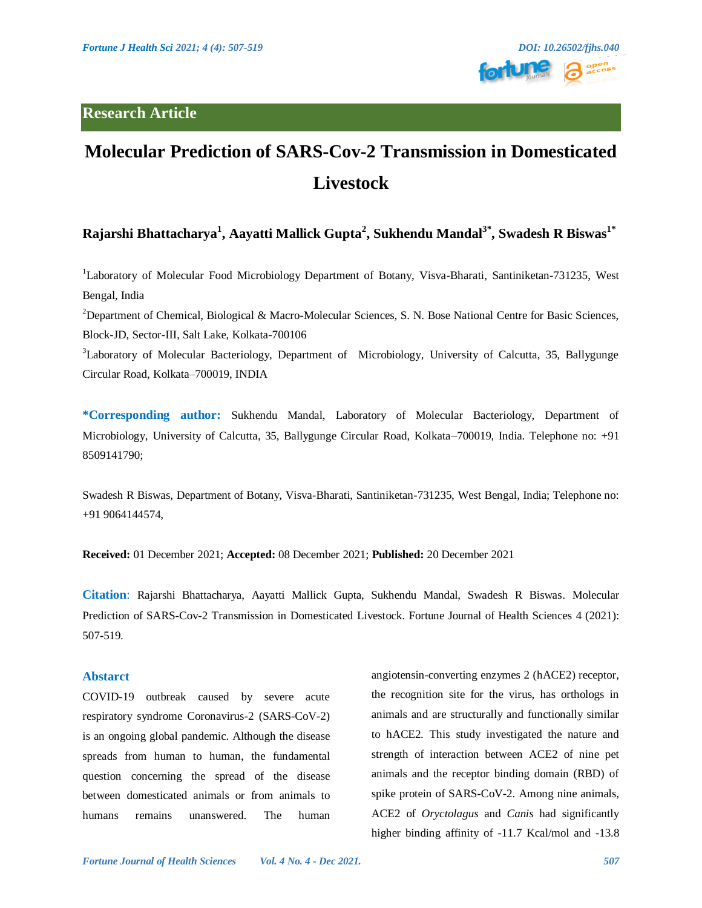## Research Article

# Molecular Prediction of SARS-Cov-2 Transmission in Domesticated Livestock

**Rajarshi Bhattacharya[1], Aayatti Mallick Gupta[2], Sukhendu Mandal[3*], Swadesh R Biswas[1*]**

[1]Laboratory of Molecular Food Microbiology Department of Botany, Visva-Bharati, Santiniketan-731235, West Bengal, India

[2]Department of Chemical, Biological & Macro-Molecular Sciences, S. N. Bose National Centre for Basic Sciences, Block-JD, Sector-III, Salt Lake, Kolkata-700106

[3]Laboratory of Molecular Bacteriology, Department of Microbiology, University of Calcutta, 35, Ballygunge Circular Road, Kolkata–700019, INDIA

**\*Corresponding author:** Sukhendu Mandal, Laboratory of Molecular Bacteriology, Department of Microbiology, University of Calcutta, 35, Ballygunge Circular Road, Kolkata–700019, India. Telephone no: +91 8509141790;

Swadesh R Biswas, Department of Botany, Visva-Bharati, Santiniketan-731235, West Bengal, India; Telephone no: +91 9064144574,

**Received:** 01 December 2021; **Accepted:** 08 December 2021; **Published:** 20 December 2021

**Citation**: Rajarshi Bhattacharya, Aayatti Mallick Gupta, Sukhendu Mandal, Swadesh R Biswas. Molecular Prediction of SARS-Cov-2 Transmission in Domesticated Livestock. Fortune Journal of Health Sciences 4 (2021): 507-519.

### Abstarct

COVID-19 outbreak caused by severe acute respiratory syndrome Coronavirus-2 (SARS-CoV-2) is an ongoing global pandemic. Although the disease spreads from human to human, the fundamental question concerning the spread of the disease between domesticated animals or from animals to humans remains unanswered. The human angiotensin-converting enzymes 2 (hACE2) receptor, the recognition site for the virus, has orthologs in animals and are structurally and functionally similar to hACE2. This study investigated the nature and strength of interaction between ACE2 of nine pet animals and the receptor binding domain (RBD) of spike protein of SARS-CoV-2. Among nine animals, ACE2 of *Oryctolagus* and *Canis* had significantly higher binding affinity of -11.7 Kcal/mol and -13.8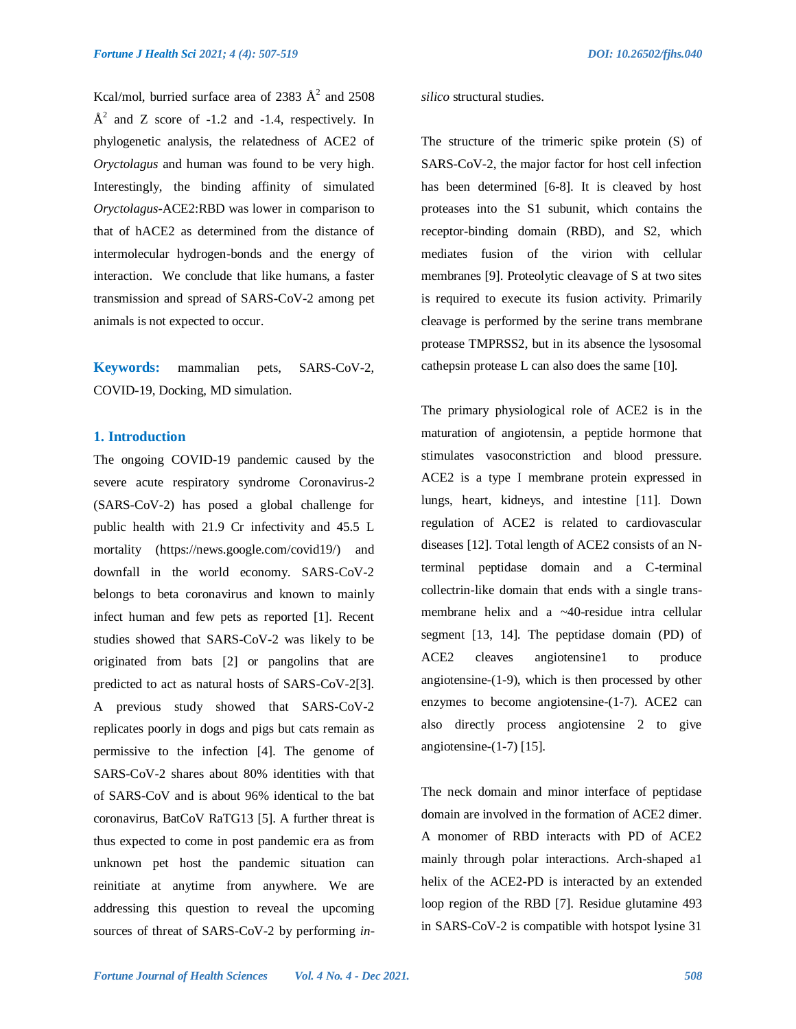Kcal/mol, burried surface area of 2383 $Å^2$ and 2508 $Å^2$ and Z score of -1.2 and -1.4, respectively. In phylogenetic analysis, the relatedness of ACE2 of *Oryctolagus* and human was found to be very high. Interestingly, the binding affinity of simulated *Oryctolagus*-ACE2:RBD was lower in comparison to that of hACE2 as determined from the distance of intermolecular hydrogen-bonds and the energy of interaction. We conclude that like humans, a faster transmission and spread of SARS-CoV-2 among pet animals is not expected to occur.

**Keywords:** mammalian pets, SARS-CoV-2, COVID-19, Docking, MD simulation.

## 1. Introduction

The ongoing COVID-19 pandemic caused by the severe acute respiratory syndrome Coronavirus-2 (SARS-CoV-2) has posed a global challenge for public health with 21.9 Cr infectivity and 45.5 L mortality (https://news.google.com/covid19/) and downfall in the world economy. SARS-CoV-2 belongs to beta coronavirus and known to mainly infect human and few pets as reported [1]. Recent studies showed that SARS-CoV-2 was likely to be originated from bats [2] or pangolins that are predicted to act as natural hosts of SARS-CoV-2[3]. A previous study showed that SARS-CoV-2 replicates poorly in dogs and pigs but cats remain as permissive to the infection [4]. The genome of SARS-CoV-2 shares about 80% identities with that of SARS-CoV and is about 96% identical to the bat coronavirus, BatCoV RaTG13 [5]. A further threat is thus expected to come in post pandemic era as from unknown pet host the pandemic situation can reinitiate at anytime from anywhere. We are addressing this question to reveal the upcoming sources of threat of SARS-CoV-2 by performing *in-silico* structural studies.

The structure of the trimeric spike protein (S) of SARS-CoV-2, the major factor for host cell infection has been determined [6-8]. It is cleaved by host proteases into the S1 subunit, which contains the receptor-binding domain (RBD), and S2, which mediates fusion of the virion with cellular membranes [9]. Proteolytic cleavage of S at two sites is required to execute its fusion activity. Primarily cleavage is performed by the serine trans membrane protease TMPRSS2, but in its absence the lysosomal cathepsin protease L can also does the same [10].

The primary physiological role of ACE2 is in the maturation of angiotensin, a peptide hormone that stimulates vasoconstriction and blood pressure. ACE2 is a type I membrane protein expressed in lungs, heart, kidneys, and intestine [11]. Down regulation of ACE2 is related to cardiovascular diseases [12]. Total length of ACE2 consists of an N-terminal peptidase domain and a C-terminal collectrin-like domain that ends with a single trans-membrane helix and a ~40-residue intra cellular segment [13, 14]. The peptidase domain (PD) of ACE2 cleaves angiotensine1 to produce angiotensine-(1-9), which is then processed by other enzymes to become angiotensine-(1-7). ACE2 can also directly process angiotensine 2 to give angiotensine-(1-7) [15].

The neck domain and minor interface of peptidase domain are involved in the formation of ACE2 dimer. A monomer of RBD interacts with PD of ACE2 mainly through polar interactions. Arch-shaped a1 helix of the ACE2-PD is interacted by an extended loop region of the RBD [7]. Residue glutamine 493 in SARS-CoV-2 is compatible with hotspot lysine 31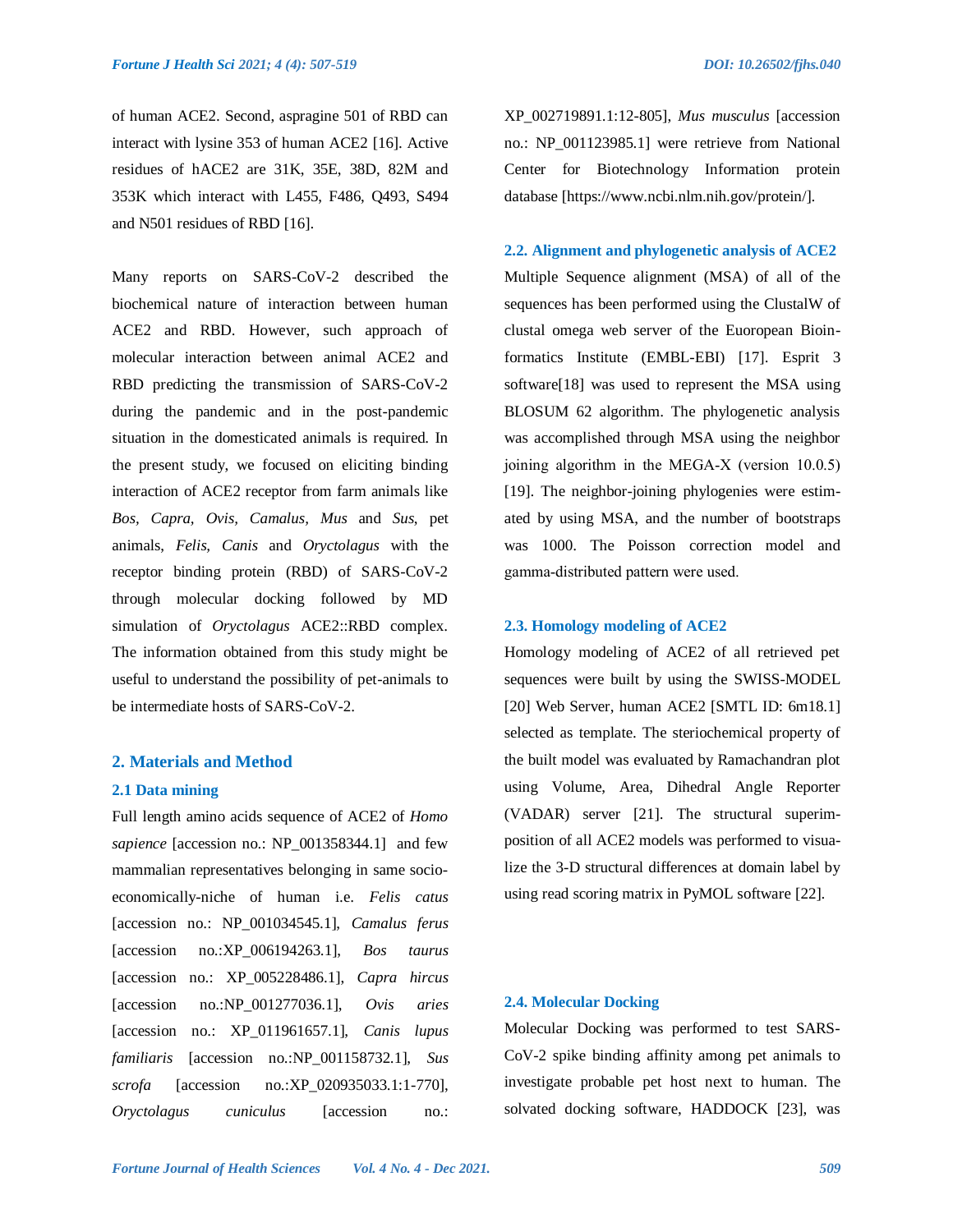of human ACE2. Second, aspragine 501 of RBD can interact with lysine 353 of human ACE2 [16]. Active residues of hACE2 are 31K, 35E, 38D, 82M and 353K which interact with L455, F486, Q493, S494 and N501 residues of RBD [16].

Many reports on SARS-CoV-2 described the biochemical nature of interaction between human ACE2 and RBD. However, such approach of molecular interaction between animal ACE2 and RBD predicting the transmission of SARS-CoV-2 during the pandemic and in the post-pandemic situation in the domesticated animals is required. In the present study, we focused on eliciting binding interaction of ACE2 receptor from farm animals like *Bos, Capra, Ovis, Camalus, Mus* and *Sus*, pet animals, *Felis, Canis* and *Oryctolagus* with the receptor binding protein (RBD) of SARS-CoV-2 through molecular docking followed by MD simulation of *Oryctolagus* ACE2::RBD complex. The information obtained from this study might be useful to understand the possibility of pet-animals to be intermediate hosts of SARS-CoV-2.

## 2. Materials and Method

### 2.1 Data mining

Full length amino acids sequence of ACE2 of *Homo sapience* [accession no.: NP_001358344.1] and few mammalian representatives belonging in same socio-economically-niche of human i.e. *Felis catus* [accession no.: NP_001034545.1], *Camalus ferus* [accession no.:XP_006194263.1], *Bos taurus* [accession no.: XP_005228486.1], *Capra hircus* [accession no.:NP_001277036.1], *Ovis aries* [accession no.: XP_011961657.1], *Canis lupus familiaris* [accession no.:NP_001158732.1], *Sus scrofa* [accession no.:XP_020935033.1:1-770], *Oryctolagus cuniculus* [accession no.: XP_002719891.1:12-805], *Mus musculus* [accession no.: NP_001123985.1] were retrieve from National Center for Biotechnology Information protein database [https://www.ncbi.nlm.nih.gov/protein/].

### 2.2. Alignment and phylogenetic analysis of ACE2

Multiple Sequence alignment (MSA) of all of the sequences has been performed using the ClustalW of clustal omega web server of the Euoropean Bioinformatics Institute (EMBL-EBI) [17]. Esprit 3 software[18] was used to represent the MSA using BLOSUM 62 algorithm. The phylogenetic analysis was accomplished through MSA using the neighbor joining algorithm in the MEGA-X (version 10.0.5) [19]. The neighbor-joining phylogenies were estimated by using MSA, and the number of bootstraps was 1000. The Poisson correction model and gamma-distributed pattern were used.

### 2.3. Homology modeling of ACE2

Homology modeling of ACE2 of all retrieved pet sequences were built by using the SWISS-MODEL [20] Web Server, human ACE2 [SMTL ID: 6m18.1] selected as template. The steriochemical property of the built model was evaluated by Ramachandran plot using Volume, Area, Dihedral Angle Reporter (VADAR) server [21]. The structural superimposition of all ACE2 models was performed to visualize the 3-D structural differences at domain label by using read scoring matrix in PyMOL software [22].

### 2.4. Molecular Docking

Molecular Docking was performed to test SARS-CoV-2 spike binding affinity among pet animals to investigate probable pet host next to human. The solvated docking software, HADDOCK [23], was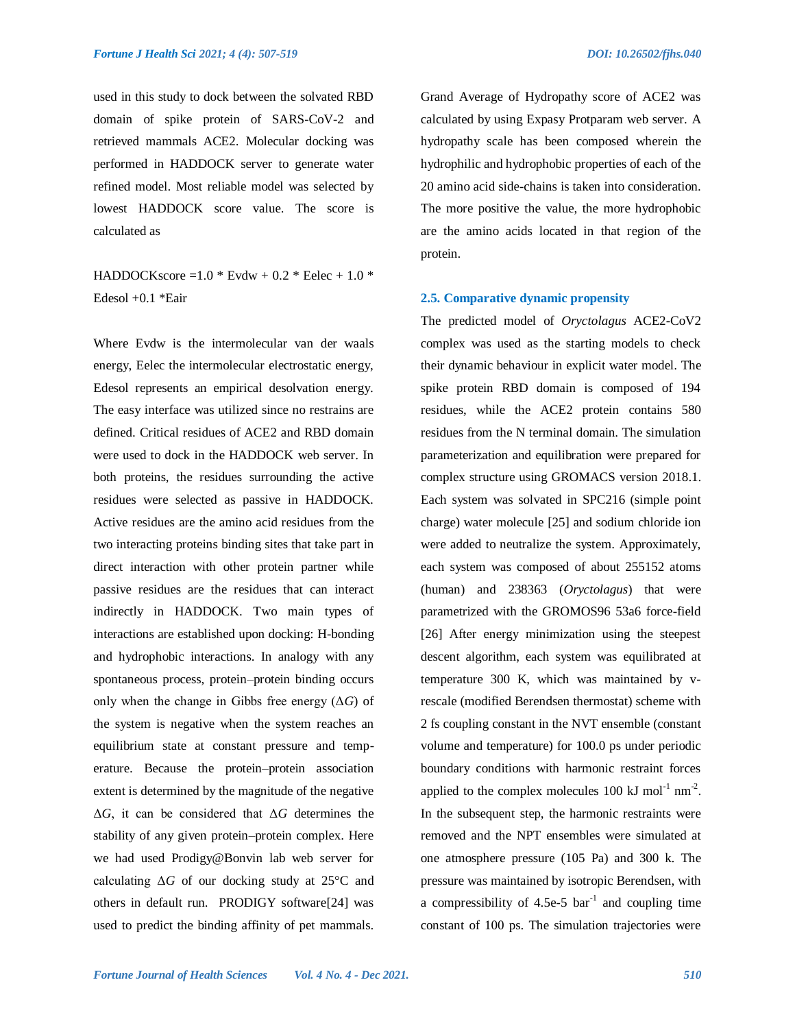used in this study to dock between the solvated RBD domain of spike protein of SARS-CoV-2 and retrieved mammals ACE2. Molecular docking was performed in HADDOCK server to generate water refined model. Most reliable model was selected by lowest HADDOCK score value. The score is calculated as

$$\text{HADDOCKscore} = 1.0 * E_{vdw} + 0.2 * E_{elec} + 1.0 * E_{desol} + 0.1 * E_{air}$$

Where Evdw is the intermolecular van der waals energy, Eelec the intermolecular electrostatic energy, Edesol represents an empirical desolvation energy. The easy interface was utilized since no restrains are defined. Critical residues of ACE2 and RBD domain were used to dock in the HADDOCK web server. In both proteins, the residues surrounding the active residues were selected as passive in HADDOCK. Active residues are the amino acid residues from the two interacting proteins binding sites that take part in direct interaction with other protein partner while passive residues are the residues that can interact indirectly in HADDOCK. Two main types of interactions are established upon docking: H-bonding and hydrophobic interactions. In analogy with any spontaneous process, protein–protein binding occurs only when the change in Gibbs free energy ($\Delta G$) of the system is negative when the system reaches an equilibrium state at constant pressure and temperature. Because the protein–protein association extent is determined by the magnitude of the negative $\Delta G$, it can be considered that $\Delta G$ determines the stability of any given protein–protein complex. Here we had used Prodigy@Bonvin lab web server for calculating $\Delta G$ of our docking study at 25°C and others in default run. PRODIGY software[24] was used to predict the binding affinity of pet mammals. Grand Average of Hydropathy score of ACE2 was calculated by using Expasy Protparam web server. A hydropathy scale has been composed wherein the hydrophilic and hydrophobic properties of each of the 20 amino acid side-chains is taken into consideration. The more positive the value, the more hydrophobic are the amino acids located in that region of the protein.

### 2.5. Comparative dynamic propensity

The predicted model of *Oryctolagus* ACE2-CoV2 complex was used as the starting models to check their dynamic behaviour in explicit water model. The spike protein RBD domain is composed of 194 residues, while the ACE2 protein contains 580 residues from the N terminal domain. The simulation parameterization and equilibration were prepared for complex structure using GROMACS version 2018.1. Each system was solvated in SPC216 (simple point charge) water molecule [25] and sodium chloride ion were added to neutralize the system. Approximately, each system was composed of about 255152 atoms (human) and 238363 (*Oryctolagus*) that were parametrized with the GROMOS96 53a6 force-field [26] After energy minimization using the steepest descent algorithm, each system was equilibrated at temperature 300 K, which was maintained by v-rescale (modified Berendsen thermostat) scheme with 2 fs coupling constant in the NVT ensemble (constant volume and temperature) for 100.0 ps under periodic boundary conditions with harmonic restraint forces applied to the complex molecules 100 kJ $mol^{-1}$ $nm^{-2}$. In the subsequent step, the harmonic restraints were removed and the NPT ensembles were simulated at one atmosphere pressure (105 Pa) and 300 k. The pressure was maintained by isotropic Berendsen, with a compressibility of 4.5e-5 $bar^{-1}$ and coupling time constant of 100 ps. The simulation trajectories were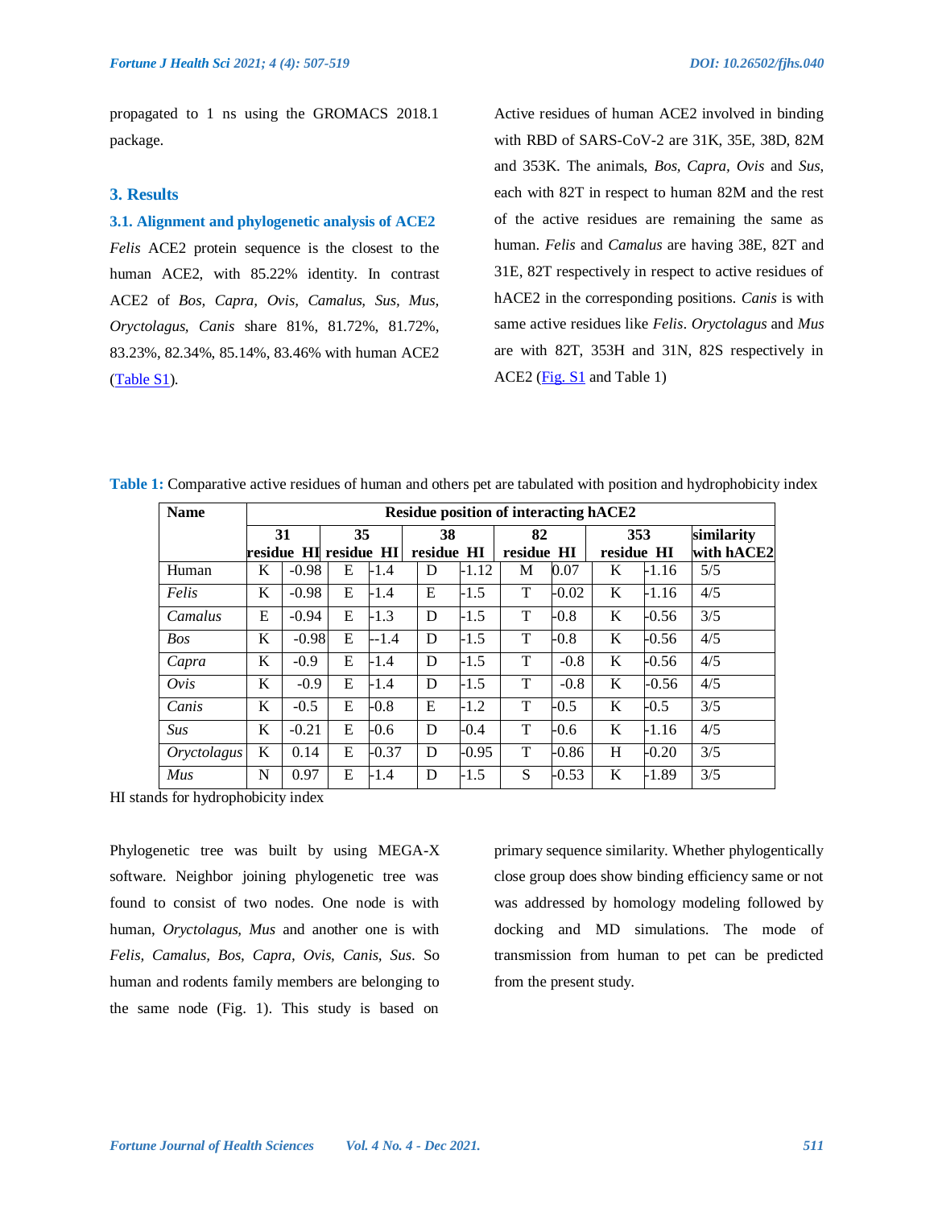propagated to 1 ns using the GROMACS 2018.1 package.

## 3. Results

### 3.1. Alignment and phylogenetic analysis of ACE2

*Felis* ACE2 protein sequence is the closest to the human ACE2, with 85.22% identity. In contrast ACE2 of *Bos*, *Capra*, *Ovis*, *Camalus*, *Sus*, *Mus*, *Oryctolagus*, *Canis* share 81%, 81.72%, 81.72%, 83.23%, 82.34%, 85.14%, 83.46% with human ACE2 (Table S1).

Active residues of human ACE2 involved in binding with RBD of SARS-CoV-2 are 31K, 35E, 38D, 82M and 353K. The animals, *Bos*, *Capra*, *Ovis* and *Sus*, each with 82T in respect to human 82M and the rest of the active residues are remaining the same as human. *Felis* and *Camalus* are having 38E, 82T and 31E, 82T respectively in respect to active residues of hACE2 in the corresponding positions. *Canis* is with same active residues like *Felis*. *Oryctolagus* and *Mus* are with 82T, 353H and 31N, 82S respectively in ACE2 (Fig. S1 and Table 1)

**Table 1:** Comparative active residues of human and others pet are tabulated with position and hydrophobicity index

| Name | Residue position of interacting hACE2 | | | | | | | | | | |
|---|---|---|---|---|---|---|---|---|---|---|---|
| | 31 | | 35 | | 38 | | 82 | | 353 | | similarity with hACE2 |
| | residue | HI | residue | HI | residue | HI | residue | HI | residue | HI | |
| Human | K | -0.98 | E | -1.4 | D | -1.12 | M | 0.07 | K | -1.16 | 5/5 |
| *Felis* | K | -0.98 | E | -1.4 | E | -1.5 | T | -0.02 | K | -1.16 | 4/5 |
| *Camalus* | E | -0.94 | E | -1.3 | D | -1.5 | T | -0.8 | K | -0.56 | 3/5 |
| *Bos* | K | -0.98 | E | --1.4 | D | -1.5 | T | -0.8 | K | -0.56 | 4/5 |
| *Capra* | K | -0.9 | E | -1.4 | D | -1.5 | T | -0.8 | K | -0.56 | 4/5 |
| *Ovis* | K | -0.9 | E | -1.4 | D | -1.5 | T | -0.8 | K | -0.56 | 4/5 |
| *Canis* | K | -0.5 | E | -0.8 | E | -1.2 | T | -0.5 | K | -0.5 | 3/5 |
| *Sus* | K | -0.21 | E | -0.6 | D | -0.4 | T | -0.6 | K | -1.16 | 4/5 |
| *Oryctolagus* | K | 0.14 | E | -0.37 | D | -0.95 | T | -0.86 | H | -0.20 | 3/5 |
| *Mus* | N | 0.97 | E | -1.4 | D | -1.5 | S | -0.53 | K | -1.89 | 3/5 |

HI stands for hydrophobicity index

Phylogenetic tree was built by using MEGA-X software. Neighbor joining phylogenetic tree was found to consist of two nodes. One node is with human, *Oryctolagus*, *Mus* and another one is with *Felis, Camalus, Bos, Capra, Ovis, Canis, Sus*. So human and rodents family members are belonging to the same node (Fig. 1). This study is based on primary sequence similarity. Whether phylogentically close group does show binding efficiency same or not was addressed by homology modeling followed by docking and MD simulations. The mode of transmission from human to pet can be predicted from the present study.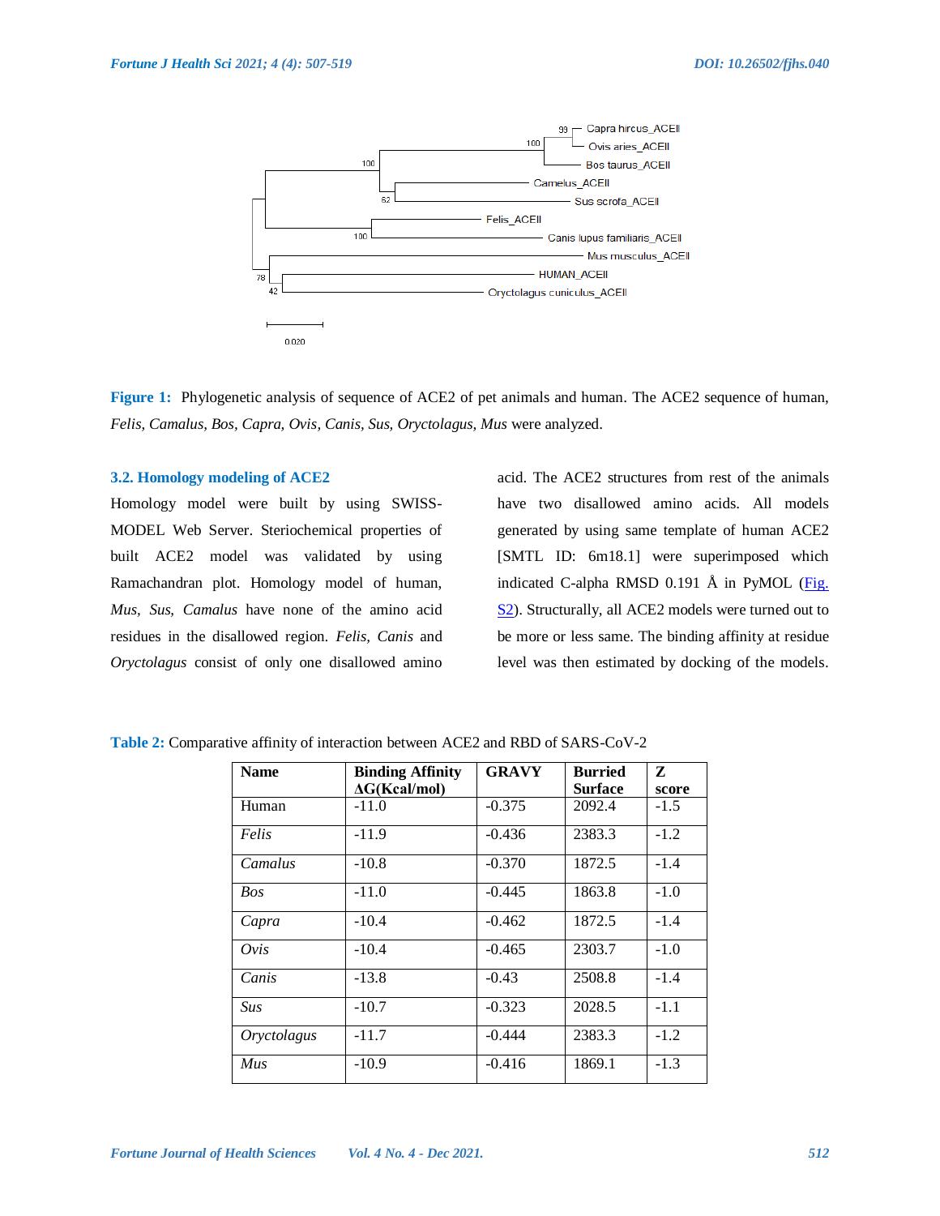Figure 1: Phylogenetic analysis of sequence of ACE2 of pet animals and human. The ACE2 sequence of human, *Felis, Camalus, Bos, Capra, Ovis, Canis, Sus, Oryctolagus, Mus* were analyzed.

### 3.2. Homology modeling of ACE2

Homology model were built by using SWISS-MODEL Web Server. Steriochemical properties of built ACE2 model was validated by using Ramachandran plot. Homology model of human, *Mus, Sus, Camalus* have none of the amino acid residues in the disallowed region. *Felis, Canis* and *Oryctolagus* consist of only one disallowed amino acid. The ACE2 structures from rest of the animals have two disallowed amino acids. All models generated by using same template of human ACE2 [SMTL ID: 6m18.1] were superimposed which indicated C-alpha RMSD 0.191 Å in PyMOL (Fig. S2). Structurally, all ACE2 models were turned out to be more or less same. The binding affinity at residue level was then estimated by docking of the models.

Table 2: Comparative affinity of interaction between ACE2 and RBD of SARS-CoV-2

| Name | Binding Affinity ΔG(Kcal/mol) | GRAVY | Burried Surface | Z score |
|---|---|---|---|---|
| Human | -11.0 | -0.375 | 2092.4 | -1.5 |
| *Felis* | -11.9 | -0.436 | 2383.3 | -1.2 |
| *Camalus* | -10.8 | -0.370 | 1872.5 | -1.4 |
| *Bos* | -11.0 | -0.445 | 1863.8 | -1.0 |
| *Capra* | -10.4 | -0.462 | 1872.5 | -1.4 |
| *Ovis* | -10.4 | -0.465 | 2303.7 | -1.0 |
| *Canis* | -13.8 | -0.43 | 2508.8 | -1.4 |
| *Sus* | -10.7 | -0.323 | 2028.5 | -1.1 |
| *Oryctolagus* | -11.7 | -0.444 | 2383.3 | -1.2 |
| *Mus* | -10.9 | -0.416 | 1869.1 | -1.3 |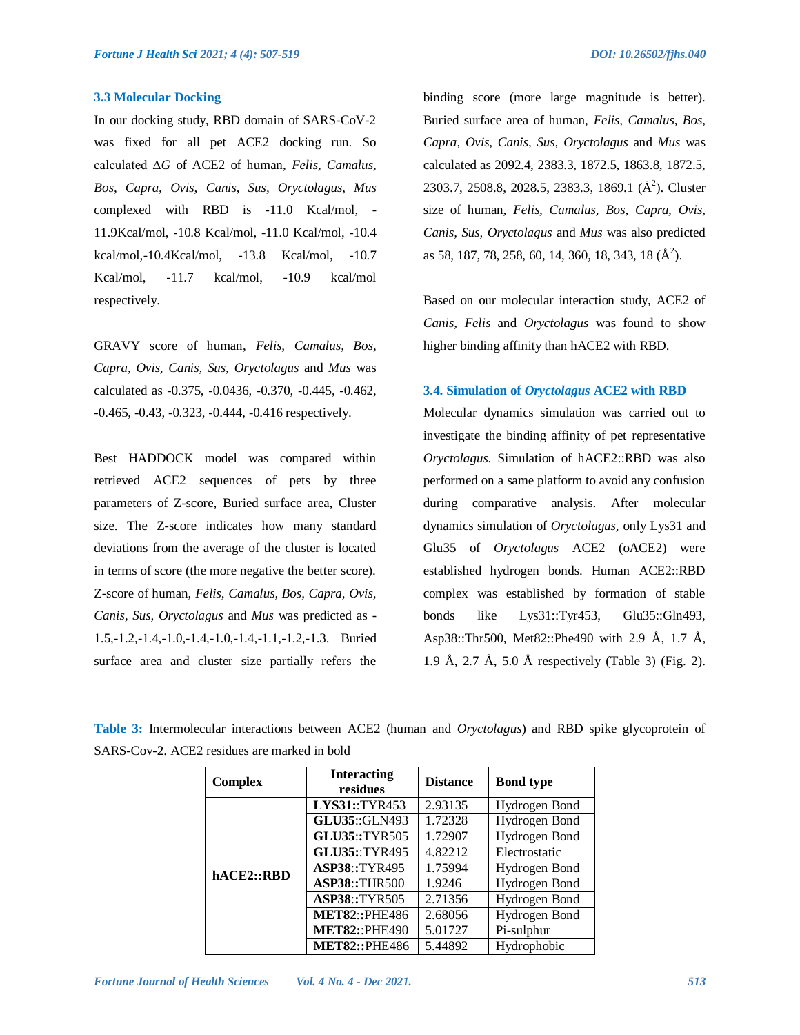### 3.3 Molecular Docking

In our docking study, RBD domain of SARS-CoV-2 was fixed for all pet ACE2 docking run. So calculated Δ*G* of ACE2 of human, *Felis, Camalus, Bos, Capra, Ovis, Canis, Sus, Oryctolagus, Mus* complexed with RBD is -11.0 Kcal/mol, -11.9Kcal/mol, -10.8 Kcal/mol, -11.0 Kcal/mol, -10.4 kcal/mol,-10.4Kcal/mol, -13.8 Kcal/mol, -10.7 Kcal/mol, -11.7 kcal/mol, -10.9 kcal/mol respectively.

GRAVY score of human, *Felis, Camalus, Bos, Capra, Ovis, Canis, Sus, Oryctolagus* and *Mus* was calculated as -0.375, -0.0436, -0.370, -0.445, -0.462, -0.465, -0.43, -0.323, -0.444, -0.416 respectively.

Best HADDOCK model was compared within retrieved ACE2 sequences of pets by three parameters of Z-score, Buried surface area, Cluster size. The Z-score indicates how many standard deviations from the average of the cluster is located in terms of score (the more negative the better score). Z-score of human, *Felis, Camalus, Bos, Capra, Ovis, Canis, Sus, Oryctolagus* and *Mus* was predicted as -1.5,-1.2,-1.4,-1.0,-1.4,-1.0,-1.4,-1.1,-1.2,-1.3. Buried surface area and cluster size partially refers the binding score (more large magnitude is better). Buried surface area of human, *Felis, Camalus, Bos, Capra, Ovis, Canis, Sus, Oryctolagus* and *Mus* was calculated as 2092.4, 2383.3, 1872.5, 1863.8, 1872.5, 2303.7, 2508.8, 2028.5, 2383.3, 1869.1 (Å$^2$). Cluster size of human, *Felis, Camalus, Bos, Capra, Ovis, Canis, Sus, Oryctolagus* and *Mus* was also predicted as 58, 187, 78, 258, 60, 14, 360, 18, 343, 18 (Å$^2$).

Based on our molecular interaction study, ACE2 of *Canis, Felis* and *Oryctolagus* was found to show higher binding affinity than hACE2 with RBD.

### 3.4. Simulation of *Oryctolagus* ACE2 with RBD

Molecular dynamics simulation was carried out to investigate the binding affinity of pet representative *Oryctolagus*. Simulation of hACE2::RBD was also performed on a same platform to avoid any confusion during comparative analysis. After molecular dynamics simulation of *Oryctolagus*, only Lys31 and Glu35 of *Oryctolagus* ACE2 (oACE2) were established hydrogen bonds. Human ACE2::RBD complex was established by formation of stable bonds like Lys31::Tyr453, Glu35::Gln493, Asp38::Thr500, Met82::Phe490 with 2.9 Å, 1.7 Å, 1.9 Å, 2.7 Å, 5.0 Å respectively (Table 3) (Fig. 2).

**Table 3:** Intermolecular interactions between ACE2 (human and *Oryctolagus*) and RBD spike glycoprotein of SARS-Cov-2. ACE2 residues are marked in bold

| Complex | Interacting residues | Distance | Bond type |
|---|---|---|---|
| **hACE2::RBD** | **LYS31**::TYR453 | 2.93135 | Hydrogen Bond |
| | **GLU35**::GLN493 | 1.72328 | Hydrogen Bond |
| | **GLU35**::TYR505 | 1.72907 | Hydrogen Bond |
| | **GLU35**::TYR495 | 4.82212 | Electrostatic |
| | **ASP38**::TYR495 | 1.75994 | Hydrogen Bond |
| | **ASP38**::THR500 | 1.9246 | Hydrogen Bond |
| | **ASP38**::TYR505 | 2.71356 | Hydrogen Bond |
| | **MET82**::PHE486 | 2.68056 | Hydrogen Bond |
| | **MET82**::PHE490 | 5.01727 | Pi-sulphur |
| | **MET82**::PHE486 | 5.44892 | Hydrophobic |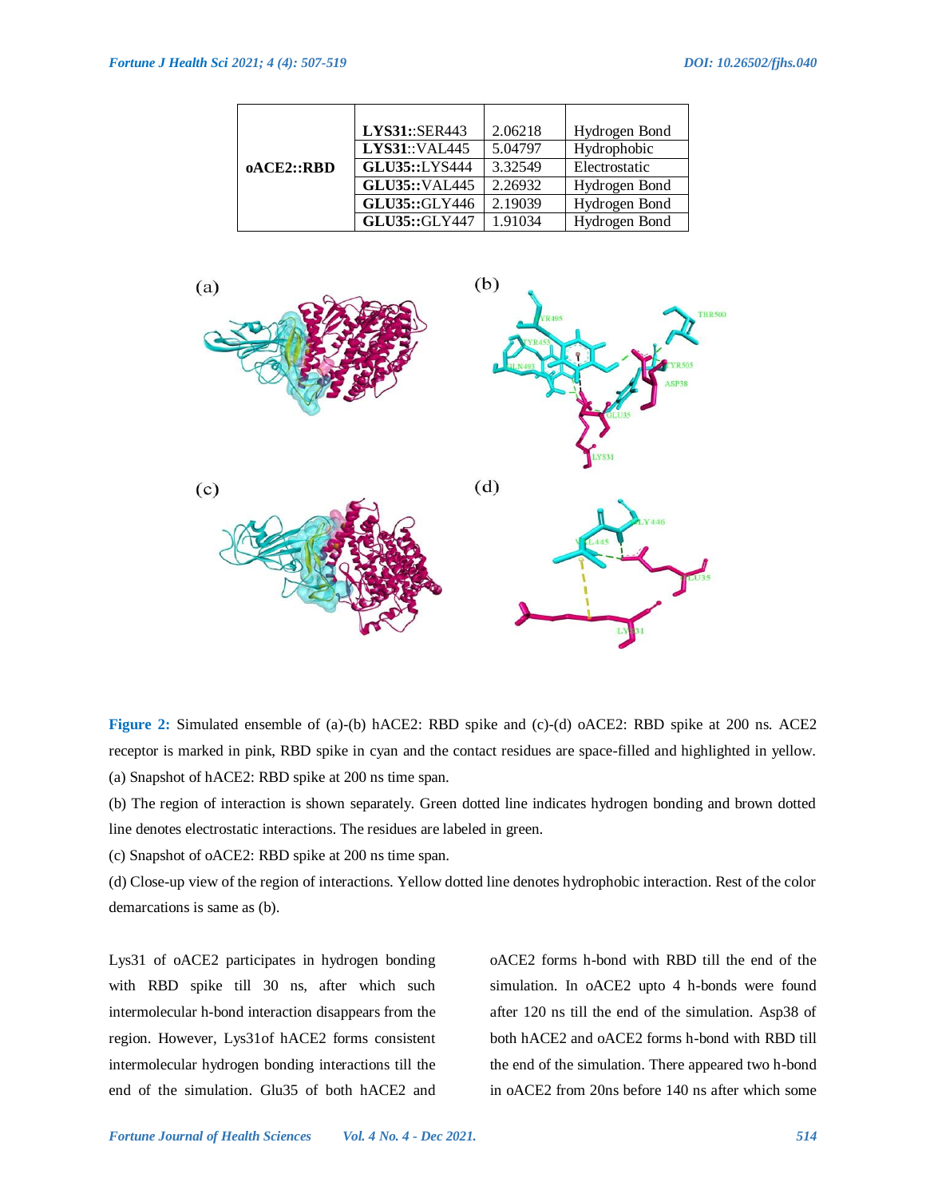| oACE2::RBD | LYS31::SER443 | 2.06218 | Hydrogen Bond |
|---|---|---|---|
| | LYS31::VAL445 | 5.04797 | Hydrophobic |
| | GLU35::LYS444 | 3.32549 | Electrostatic |
| | GLU35::VAL445 | 2.26932 | Hydrogen Bond |
| | GLU35::GLY446 | 2.19039 | Hydrogen Bond |
| | GLU35::GLY447 | 1.91034 | Hydrogen Bond |

**Figure 2:** Simulated ensemble of (a)-(b) hACE2: RBD spike and (c)-(d) oACE2: RBD spike at 200 ns. ACE2 receptor is marked in pink, RBD spike in cyan and the contact residues are space-filled and highlighted in yellow.

(a) Snapshot of hACE2: RBD spike at 200 ns time span.

(b) The region of interaction is shown separately. Green dotted line indicates hydrogen bonding and brown dotted line denotes electrostatic interactions. The residues are labeled in green.

(c) Snapshot of oACE2: RBD spike at 200 ns time span.

(d) Close-up view of the region of interactions. Yellow dotted line denotes hydrophobic interaction. Rest of the color demarcations is same as (b).

Lys31 of oACE2 participates in hydrogen bonding with RBD spike till 30 ns, after which such intermolecular h-bond interaction disappears from the region. However, Lys31of hACE2 forms consistent intermolecular hydrogen bonding interactions till the end of the simulation. Glu35 of both hACE2 and oACE2 forms h-bond with RBD till the end of the simulation. In oACE2 upto 4 h-bonds were found after 120 ns till the end of the simulation. Asp38 of both hACE2 and oACE2 forms h-bond with RBD till the end of the simulation. There appeared two h-bond in oACE2 from 20ns before 140 ns after which some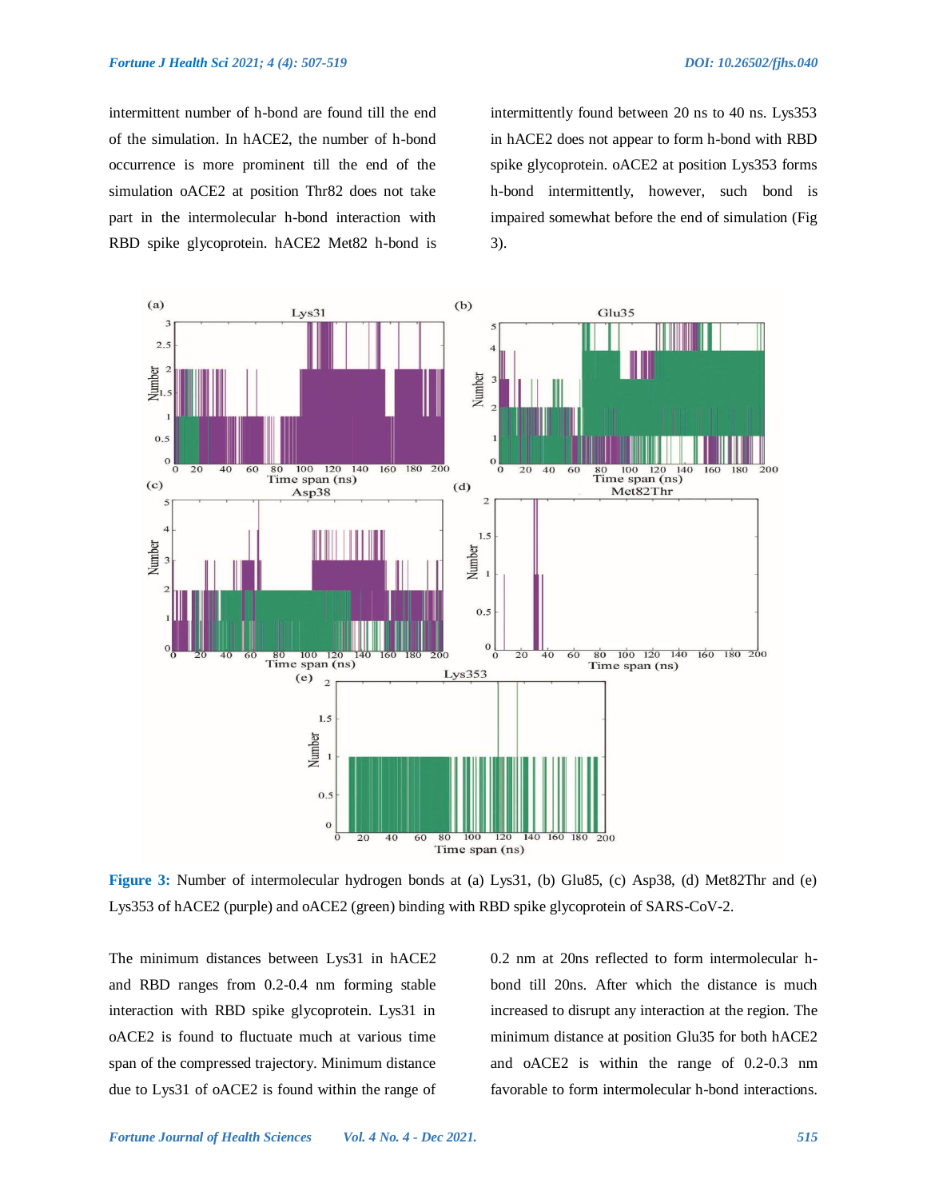intermittent number of h-bond are found till the end of the simulation. In hACE2, the number of h-bond occurrence is more prominent till the end of the simulation oACE2 at position Thr82 does not take part in the intermolecular h-bond interaction with RBD spike glycoprotein. hACE2 Met82 h-bond is intermittently found between 20 ns to 40 ns. Lys353 in hACE2 does not appear to form h-bond with RBD spike glycoprotein. oACE2 at position Lys353 forms h-bond intermittently, however, such bond is impaired somewhat before the end of simulation (Fig 3).

**Figure 3:** Number of intermolecular hydrogen bonds at (a) Lys31, (b) Glu85, (c) Asp38, (d) Met82Thr and (e) Lys353 of hACE2 (purple) and oACE2 (green) binding with RBD spike glycoprotein of SARS-CoV-2.

The minimum distances between Lys31 in hACE2 and RBD ranges from 0.2-0.4 nm forming stable interaction with RBD spike glycoprotein. Lys31 in oACE2 is found to fluctuate much at various time span of the compressed trajectory. Minimum distance due to Lys31 of oACE2 is found within the range of 0.2 nm at 20ns reflected to form intermolecular h-bond till 20ns. After which the distance is much increased to disrupt any interaction at the region. The minimum distance at position Glu35 for both hACE2 and oACE2 is within the range of 0.2-0.3 nm favorable to form intermolecular h-bond interactions.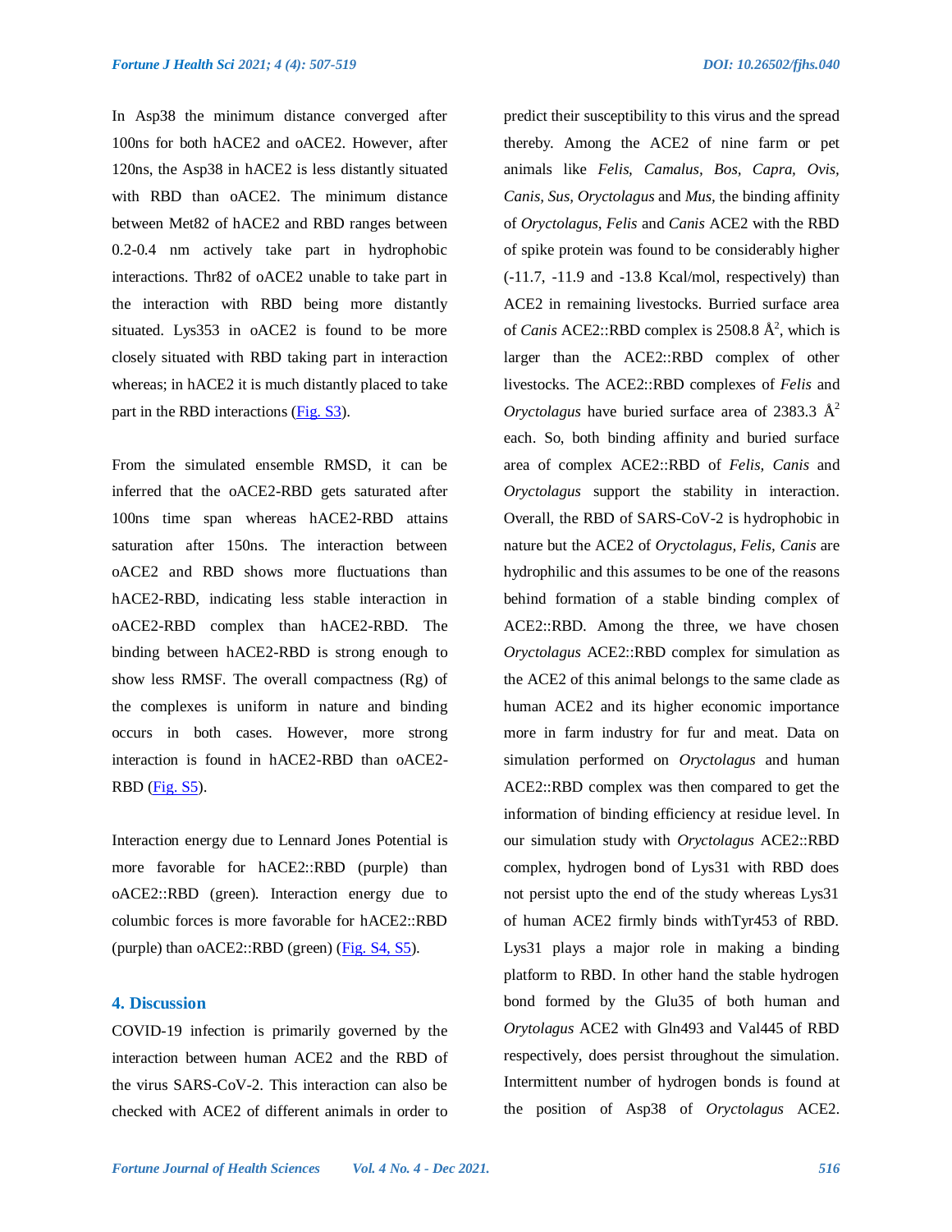In Asp38 the minimum distance converged after 100ns for both hACE2 and oACE2. However, after 120ns, the Asp38 in hACE2 is less distantly situated with RBD than oACE2. The minimum distance between Met82 of hACE2 and RBD ranges between 0.2-0.4 nm actively take part in hydrophobic interactions. Thr82 of oACE2 unable to take part in the interaction with RBD being more distantly situated. Lys353 in oACE2 is found to be more closely situated with RBD taking part in interaction whereas; in hACE2 it is much distantly placed to take part in the RBD interactions (Fig. S3).

From the simulated ensemble RMSD, it can be inferred that the oACE2-RBD gets saturated after 100ns time span whereas hACE2-RBD attains saturation after 150ns. The interaction between oACE2 and RBD shows more fluctuations than hACE2-RBD, indicating less stable interaction in oACE2-RBD complex than hACE2-RBD. The binding between hACE2-RBD is strong enough to show less RMSF. The overall compactness (Rg) of the complexes is uniform in nature and binding occurs in both cases. However, more strong interaction is found in hACE2-RBD than oACE2-RBD (Fig. S5).

Interaction energy due to Lennard Jones Potential is more favorable for hACE2::RBD (purple) than oACE2::RBD (green). Interaction energy due to columbic forces is more favorable for hACE2::RBD (purple) than oACE2::RBD (green) (Fig. S4, S5).

## 4. Discussion

COVID-19 infection is primarily governed by the interaction between human ACE2 and the RBD of the virus SARS-CoV-2. This interaction can also be checked with ACE2 of different animals in order to predict their susceptibility to this virus and the spread thereby. Among the ACE2 of nine farm or pet animals like *Felis*, *Camalus*, *Bos*, *Capra*, *Ovis*, *Canis*, *Sus*, *Oryctolagus* and *Mus*, the binding affinity of *Oryctolagus*, *Felis* and *Canis* ACE2 with the RBD of spike protein was found to be considerably higher (-11.7, -11.9 and -13.8 Kcal/mol, respectively) than ACE2 in remaining livestocks. Burried surface area of *Canis* ACE2::RBD complex is 2508.8 $Å^2$, which is larger than the ACE2::RBD complex of other livestocks. The ACE2::RBD complexes of *Felis* and *Oryctolagus* have buried surface area of 2383.3 $Å^2$ each. So, both binding affinity and buried surface area of complex ACE2::RBD of *Felis*, *Canis* and *Oryctolagus* support the stability in interaction. Overall, the RBD of SARS-CoV-2 is hydrophobic in nature but the ACE2 of *Oryctolagus*, *Felis*, *Canis* are hydrophilic and this assumes to be one of the reasons behind formation of a stable binding complex of ACE2::RBD. Among the three, we have chosen *Oryctolagus* ACE2::RBD complex for simulation as the ACE2 of this animal belongs to the same clade as human ACE2 and its higher economic importance more in farm industry for fur and meat. Data on simulation performed on *Oryctolagus* and human ACE2::RBD complex was then compared to get the information of binding efficiency at residue level. In our simulation study with *Oryctolagus* ACE2::RBD complex, hydrogen bond of Lys31 with RBD does not persist upto the end of the study whereas Lys31 of human ACE2 firmly binds withTyr453 of RBD. Lys31 plays a major role in making a binding platform to RBD. In other hand the stable hydrogen bond formed by the Glu35 of both human and *Orytolagus* ACE2 with Gln493 and Val445 of RBD respectively, does persist throughout the simulation. Intermittent number of hydrogen bonds is found at the position of Asp38 of *Oryctolagus* ACE2.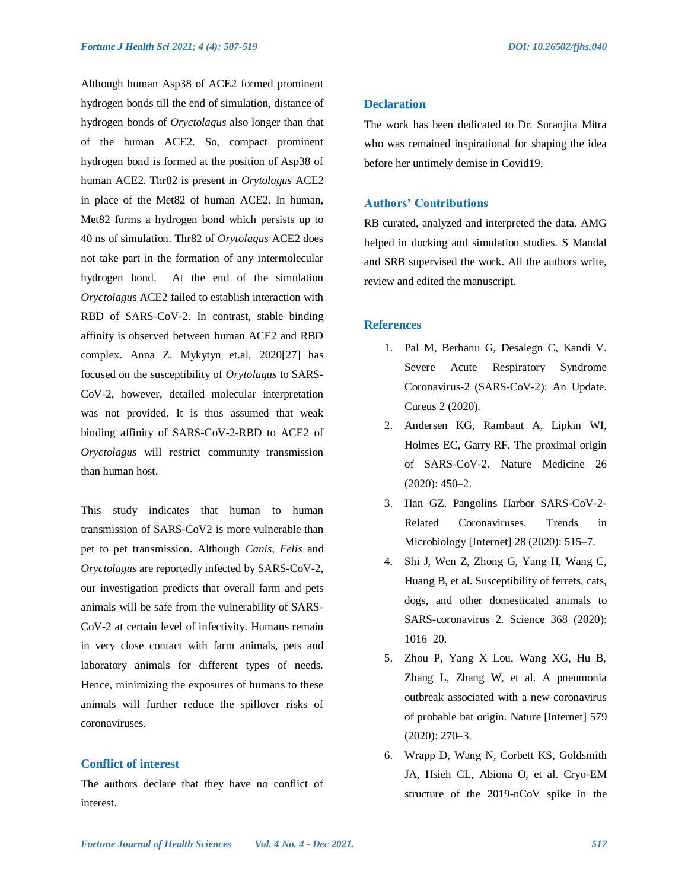Although human Asp38 of ACE2 formed prominent hydrogen bonds till the end of simulation, distance of hydrogen bonds of *Oryctolagus* also longer than that of the human ACE2. So, compact prominent hydrogen bond is formed at the position of Asp38 of human ACE2. Thr82 is present in *Orytolagus* ACE2 in place of the Met82 of human ACE2. In human, Met82 forms a hydrogen bond which persists up to 40 ns of simulation. Thr82 of *Orytolagus* ACE2 does not take part in the formation of any intermolecular hydrogen bond. At the end of the simulation *Oryctolagu*s ACE2 failed to establish interaction with RBD of SARS-CoV-2. In contrast, stable binding affinity is observed between human ACE2 and RBD complex. Anna Z. Mykytyn et.al, 2020[27] has focused on the susceptibility of *Orytolagus* to SARS-CoV-2, however, detailed molecular interpretation was not provided. It is thus assumed that weak binding affinity of SARS-CoV-2-RBD to ACE2 of *Oryctolagus* will restrict community transmission than human host.

This study indicates that human to human transmission of SARS-CoV2 is more vulnerable than pet to pet transmission. Although *Canis*, *Felis* and *Oryctolagus* are reportedly infected by SARS-CoV-2, our investigation predicts that overall farm and pets animals will be safe from the vulnerability of SARS-CoV-2 at certain level of infectivity. Humans remain in very close contact with farm animals, pets and laboratory animals for different types of needs. Hence, minimizing the exposures of humans to these animals will further reduce the spillover risks of coronaviruses.

## Conflict of interest

The authors declare that they have no conflict of interest.

## Declaration

The work has been dedicated to Dr. Suranjita Mitra who was remained inspirational for shaping the idea before her untimely demise in Covid19.

## Authors' Contributions

RB curated, analyzed and interpreted the data. AMG helped in docking and simulation studies. S Mandal and SRB supervised the work. All the authors write, review and edited the manuscript.

## References

1. Pal M, Berhanu G, Desalegn C, Kandi V. Severe Acute Respiratory Syndrome Coronavirus-2 (SARS-CoV-2): An Update. Cureus 2 (2020).
2. Andersen KG, Rambaut A, Lipkin WI, Holmes EC, Garry RF. The proximal origin of SARS-CoV-2. Nature Medicine 26 (2020): 450–2.
3. Han GZ. Pangolins Harbor SARS-CoV-2-Related Coronaviruses. Trends in Microbiology [Internet] 28 (2020): 515–7.
4. Shi J, Wen Z, Zhong G, Yang H, Wang C, Huang B, et al. Susceptibility of ferrets, cats, dogs, and other domesticated animals to SARS-coronavirus 2. Science 368 (2020): 1016–20.
5. Zhou P, Yang X Lou, Wang XG, Hu B, Zhang L, Zhang W, et al. A pneumonia outbreak associated with a new coronavirus of probable bat origin. Nature [Internet] 579 (2020): 270–3.
6. Wrapp D, Wang N, Corbett KS, Goldsmith JA, Hsieh CL, Abiona O, et al. Cryo-EM structure of the 2019-nCoV spike in the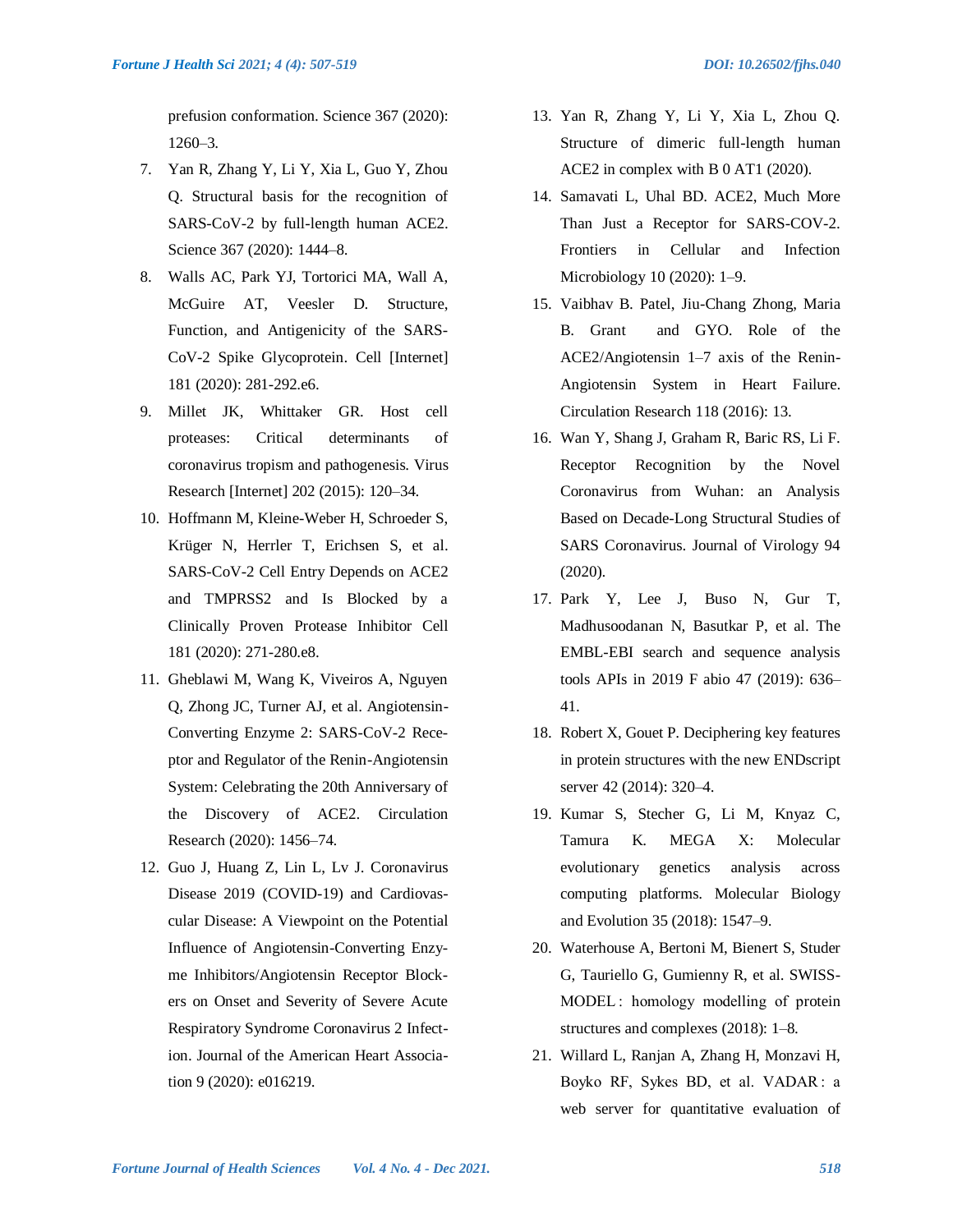prefusion conformation. Science 367 (2020): 1260–3.

7. Yan R, Zhang Y, Li Y, Xia L, Guo Y, Zhou Q. Structural basis for the recognition of SARS-CoV-2 by full-length human ACE2. Science 367 (2020): 1444–8.
8. Walls AC, Park YJ, Tortorici MA, Wall A, McGuire AT, Veesler D. Structure, Function, and Antigenicity of the SARS-CoV-2 Spike Glycoprotein. Cell [Internet] 181 (2020): 281-292.e6.
9. Millet JK, Whittaker GR. Host cell proteases: Critical determinants of coronavirus tropism and pathogenesis. Virus Research [Internet] 202 (2015): 120–34.
10. Hoffmann M, Kleine-Weber H, Schroeder S, Krüger N, Herrler T, Erichsen S, et al. SARS-CoV-2 Cell Entry Depends on ACE2 and TMPRSS2 and Is Blocked by a Clinically Proven Protease Inhibitor Cell 181 (2020): 271-280.e8.
11. Gheblawi M, Wang K, Viveiros A, Nguyen Q, Zhong JC, Turner AJ, et al. Angiotensin-Converting Enzyme 2: SARS-CoV-2 Receptor and Regulator of the Renin-Angiotensin System: Celebrating the 20th Anniversary of the Discovery of ACE2. Circulation Research (2020): 1456–74.
12. Guo J, Huang Z, Lin L, Lv J. Coronavirus Disease 2019 (COVID-19) and Cardiovascular Disease: A Viewpoint on the Potential Influence of Angiotensin-Converting Enzyme Inhibitors/Angiotensin Receptor Blockers on Onset and Severity of Severe Acute Respiratory Syndrome Coronavirus 2 Infection. Journal of the American Heart Association 9 (2020): e016219.
13. Yan R, Zhang Y, Li Y, Xia L, Zhou Q. Structure of dimeric full-length human ACE2 in complex with B 0 AT1 (2020).
14. Samavati L, Uhal BD. ACE2, Much More Than Just a Receptor for SARS-COV-2. Frontiers in Cellular and Infection Microbiology 10 (2020): 1–9.
15. Vaibhav B. Patel, Jiu-Chang Zhong, Maria B. Grant and GYO. Role of the ACE2/Angiotensin 1–7 axis of the Renin-Angiotensin System in Heart Failure. Circulation Research 118 (2016): 13.
16. Wan Y, Shang J, Graham R, Baric RS, Li F. Receptor Recognition by the Novel Coronavirus from Wuhan: an Analysis Based on Decade-Long Structural Studies of SARS Coronavirus. Journal of Virology 94 (2020).
17. Park Y, Lee J, Buso N, Gur T, Madhusoodanan N, Basutkar P, et al. The EMBL-EBI search and sequence analysis tools APIs in 2019 F abio 47 (2019): 636–41.
18. Robert X, Gouet P. Deciphering key features in protein structures with the new ENDscript server 42 (2014): 320–4.
19. Kumar S, Stecher G, Li M, Knyaz C, Tamura K. MEGA X: Molecular evolutionary genetics analysis across computing platforms. Molecular Biology and Evolution 35 (2018): 1547–9.
20. Waterhouse A, Bertoni M, Bienert S, Studer G, Tauriello G, Gumienny R, et al. SWISS-MODEL : homology modelling of protein structures and complexes (2018): 1–8.
21. Willard L, Ranjan A, Zhang H, Monzavi H, Boyko RF, Sykes BD, et al. VADAR : a web server for quantitative evaluation of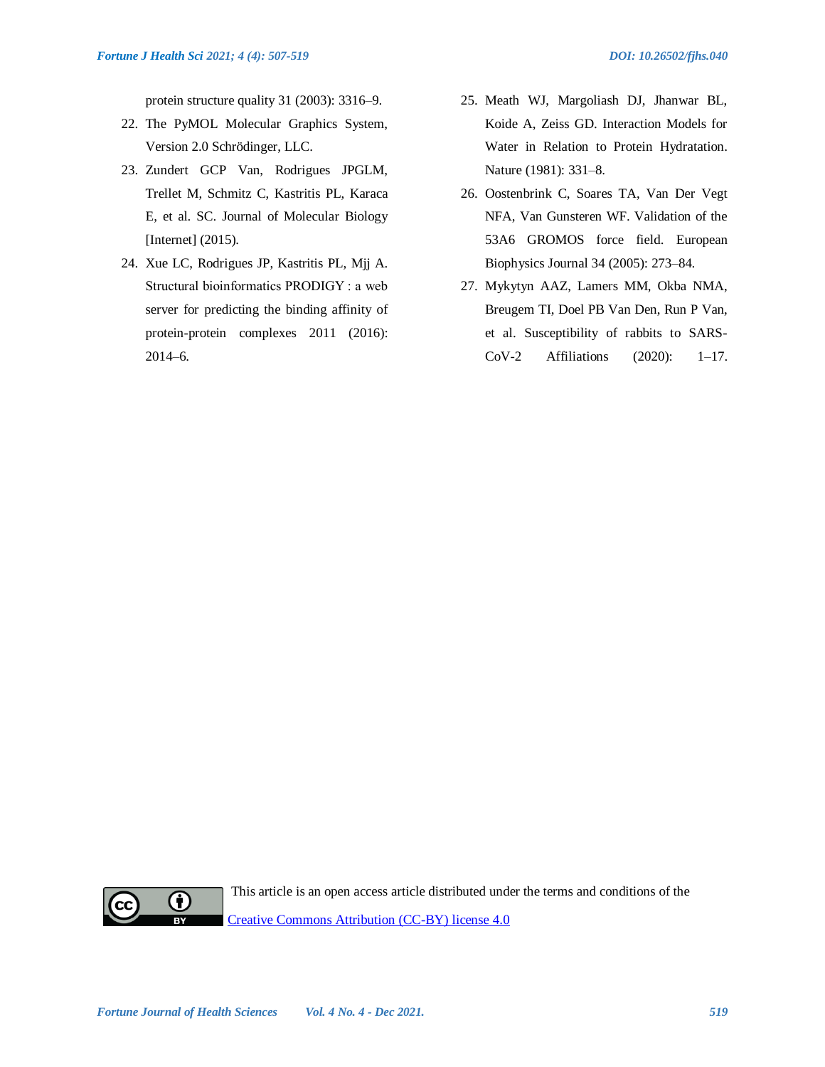protein structure quality 31 (2003): 3316–9.

22. The PyMOL Molecular Graphics System, Version 2.0 Schrödinger, LLC.
23. Zundert GCP Van, Rodrigues JPGLM, Trellet M, Schmitz C, Kastritis PL, Karaca E, et al. SC. Journal of Molecular Biology [Internet] (2015).
24. Xue LC, Rodrigues JP, Kastritis PL, Mjj A. Structural bioinformatics PRODIGY : a web server for predicting the binding affinity of protein-protein complexes 2011 (2016): 2014–6.
25. Meath WJ, Margoliash DJ, Jhanwar BL, Koide A, Zeiss GD. Interaction Models for Water in Relation to Protein Hydratation. Nature (1981): 331–8.
26. Oostenbrink C, Soares TA, Van Der Vegt NFA, Van Gunsteren WF. Validation of the 53A6 GROMOS force field. European Biophysics Journal 34 (2005): 273–84.
27. Mykytyn AAZ, Lamers MM, Okba NMA, Breugem TI, Doel PB Van Den, Run P Van, et al. Susceptibility of rabbits to SARS-CoV-2 Affiliations (2020): 1–17.

This article is an open access article distributed under the terms and conditions of the [Creative Commons Attribution (CC-BY) license 4.0](https://creativecommons.org/licenses/by/4.0/)